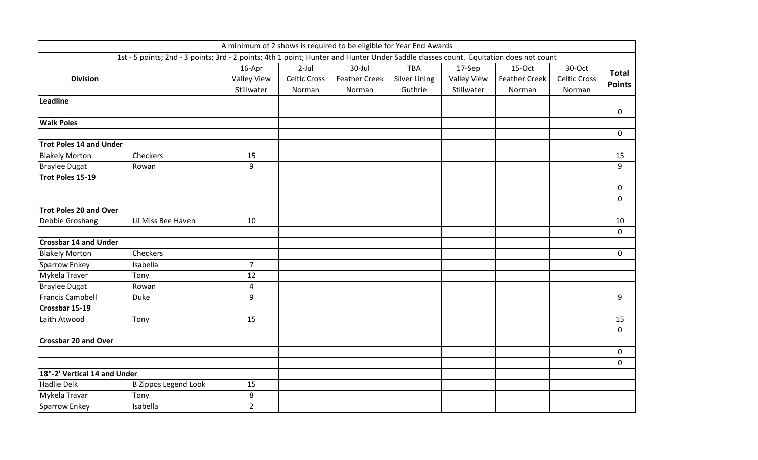| A minimum of 2 shows is required to be eligible for Year End Awards | | | | | | | | | |
|---|---|---|---|---|---|---|---|---|---|
| 1st - 5 points; 2nd - 3 points; 3rd - 2 points; 4th 1 point; Hunter and Hunter Under Saddle classes count. Equitation does not count | | | | | | | | | |
| **Division** | | 16-Apr | 2-Jul | 30-Jul | TBA | 17-Sep | 15-Oct | 30-Oct | **Total Points** |
| | | Valley View | Celtic Cross | Feather Creek | Silver Lining | Valley View | Feather Creek | Celtic Cross | |
| | | Stillwater | Norman | Norman | Guthrie | Stillwater | Norman | Norman | |
| **Leadline** | | | | | | | | | |
| | | | | | | | | | 0 |
| **Walk Poles** | | | | | | | | | |
| | | | | | | | | | 0 |
| **Trot Poles 14 and Under** | | | | | | | | | |
| Blakely Morton | Checkers | 15 | | | | | | | 15 |
| Braylee Dugat | Rowan | 9 | | | | | | | 9 |
| **Trot Poles 15-19** | | | | | | | | | |
| | | | | | | | | | 0 |
| | | | | | | | | | 0 |
| **Trot Poles 20 and Over** | | | | | | | | | |
| Debbie Groshang | Lil Miss Bee Haven | 10 | | | | | | | 10 |
| | | | | | | | | | 0 |
| **Crossbar 14 and Under** | | | | | | | | | |
| Blakely Morton | Checkers | | | | | | | | 0 |
| Sparrow Enkey | Isabella | 7 | | | | | | | |
| Mykela Traver | Tony | 12 | | | | | | | |
| Braylee Dugat | Rowan | 4 | | | | | | | |
| Francis Campbell | Duke | 9 | | | | | | | 9 |
| **Crossbar 15-19** | | | | | | | | | |
| Laith Atwood | Tony | 15 | | | | | | | 15 |
| | | | | | | | | | 0 |
| **Crossbar 20 and Over** | | | | | | | | | |
| | | | | | | | | | 0 |
| | | | | | | | | | 0 |
| **18"-2' Vertical 14 and Under** | | | | | | | | | |
| Hadlie Delk | B Zippos Legend Look | 15 | | | | | | | |
| Mykela Travar | Tony | 8 | | | | | | | |
| Sparrow Enkey | Isabella | 2 | | | | | | | |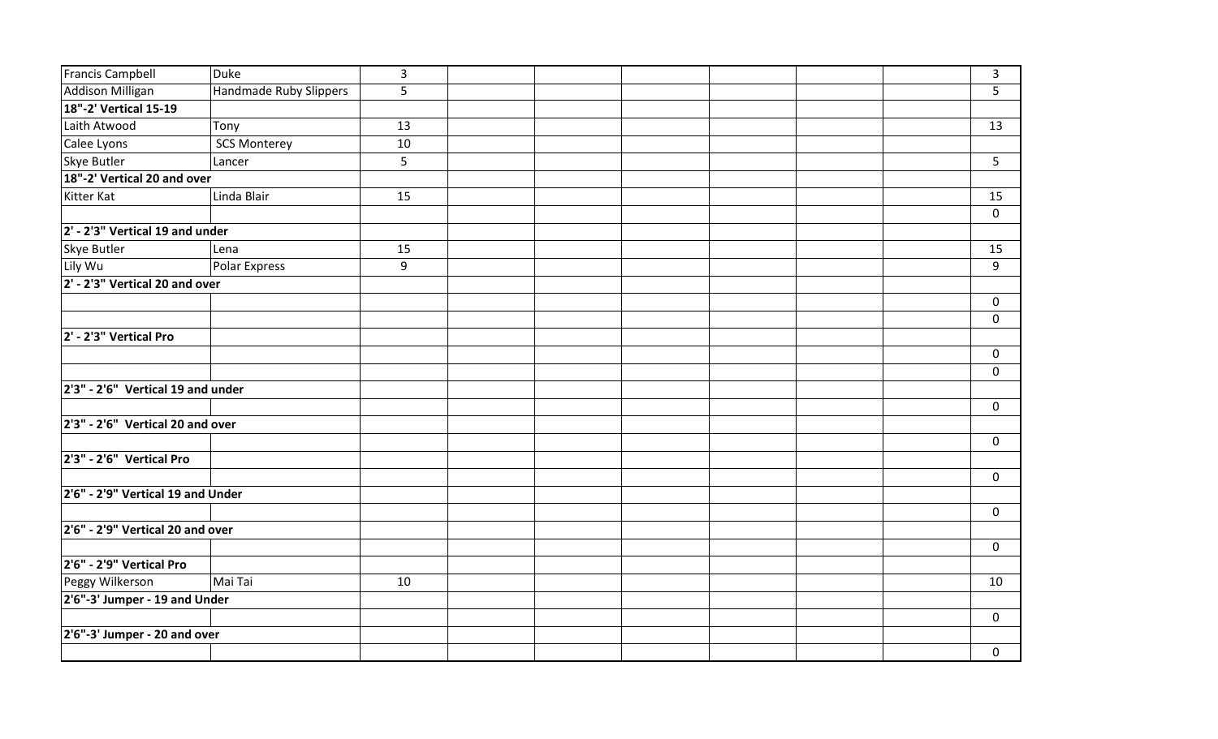| | | | | | | | | | |
|---|---|---|---|---|---|---|---|---|---|
| Francis Campbell | Duke | 3 | | | | | | | 3 |
| Addison Milligan | Handmade Ruby Slippers | 5 | | | | | | | 5 |
| **18"-2' Vertical 15-19** | | | | | | | | | |
| Laith Atwood | Tony | 13 | | | | | | | 13 |
| Calee Lyons | SCS Monterey | 10 | | | | | | | |
| Skye Butler | Lancer | 5 | | | | | | | 5 |
| **18"-2' Vertical 20 and over** | | | | | | | | | |
| Kitter Kat | Linda Blair | 15 | | | | | | | 15 |
| | | | | | | | | | 0 |
| **2' - 2'3" Vertical 19 and under** | | | | | | | | | |
| Skye Butler | Lena | 15 | | | | | | | 15 |
| Lily Wu | Polar Express | 9 | | | | | | | 9 |
| **2' - 2'3" Vertical 20 and over** | | | | | | | | | |
| | | | | | | | | | 0 |
| | | | | | | | | | 0 |
| **2' - 2'3" Vertical Pro** | | | | | | | | | |
| | | | | | | | | | 0 |
| | | | | | | | | | 0 |
| **2'3" - 2'6" Vertical 19 and under** | | | | | | | | | |
| | | | | | | | | | 0 |
| **2'3" - 2'6" Vertical 20 and over** | | | | | | | | | |
| | | | | | | | | | 0 |
| **2'3" - 2'6" Vertical Pro** | | | | | | | | | |
| | | | | | | | | | 0 |
| **2'6" - 2'9" Vertical 19 and Under** | | | | | | | | | |
| | | | | | | | | | 0 |
| **2'6" - 2'9" Vertical 20 and over** | | | | | | | | | |
| | | | | | | | | | 0 |
| **2'6" - 2'9" Vertical Pro** | | | | | | | | | |
| Peggy Wilkerson | Mai Tai | 10 | | | | | | | 10 |
| **2'6"-3' Jumper - 19 and Under** | | | | | | | | | |
| | | | | | | | | | 0 |
| **2'6"-3' Jumper - 20 and over** | | | | | | | | | |
| | | | | | | | | | 0 |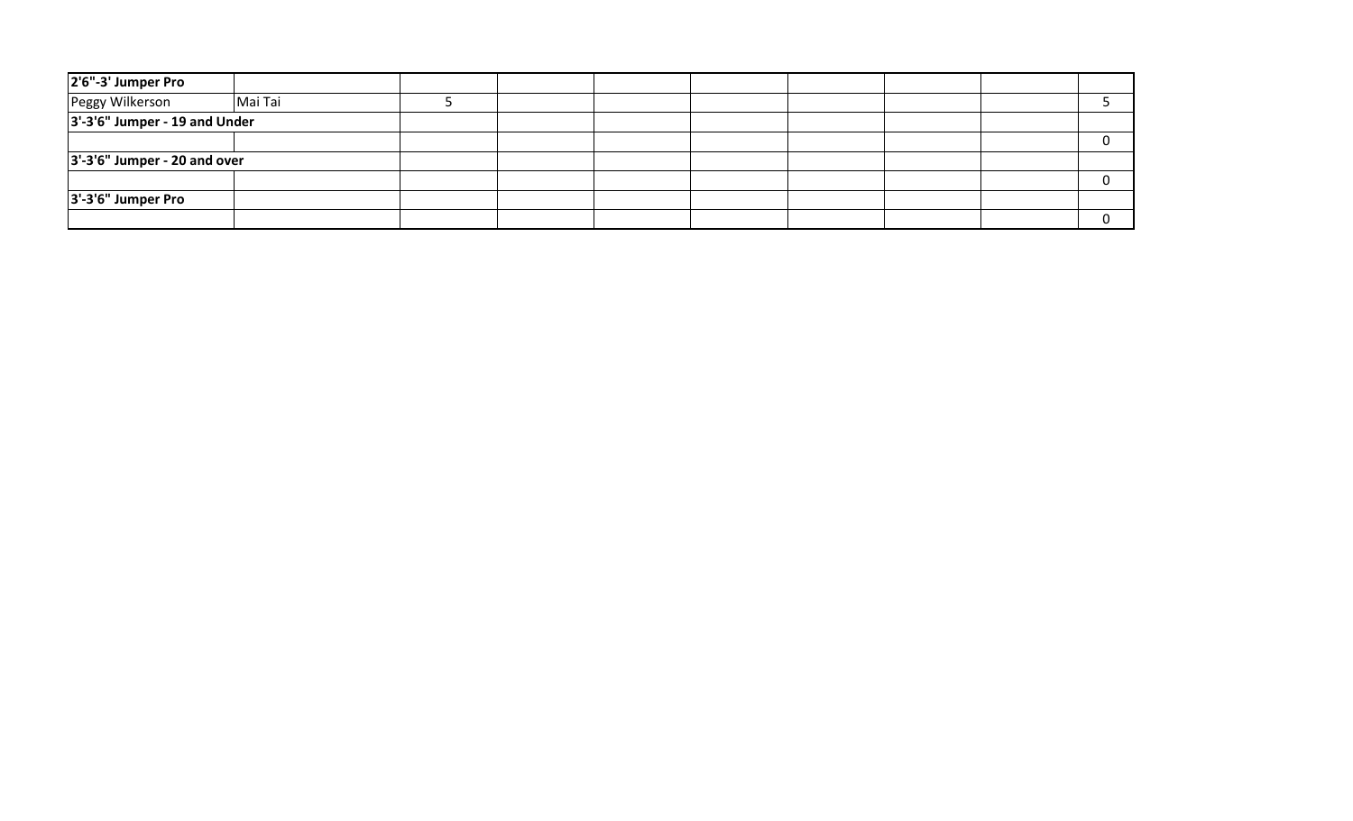| | | | | | | | | | |
|---|---|---|---|---|---|---|---|---|---|
| **2'6"-3' Jumper Pro** | | | | | | | | | |
| Peggy Wilkerson | Mai Tai | 5 | | | | | | | 5 |
| **3'-3'6" Jumper - 19 and Under** | | | | | | | | | |
| | | | | | | | | | 0 |
| **3'-3'6" Jumper - 20 and over** | | | | | | | | | |
| | | | | | | | | | 0 |
| **3'-3'6" Jumper Pro** | | | | | | | | | |
| | | | | | | | | | 0 |